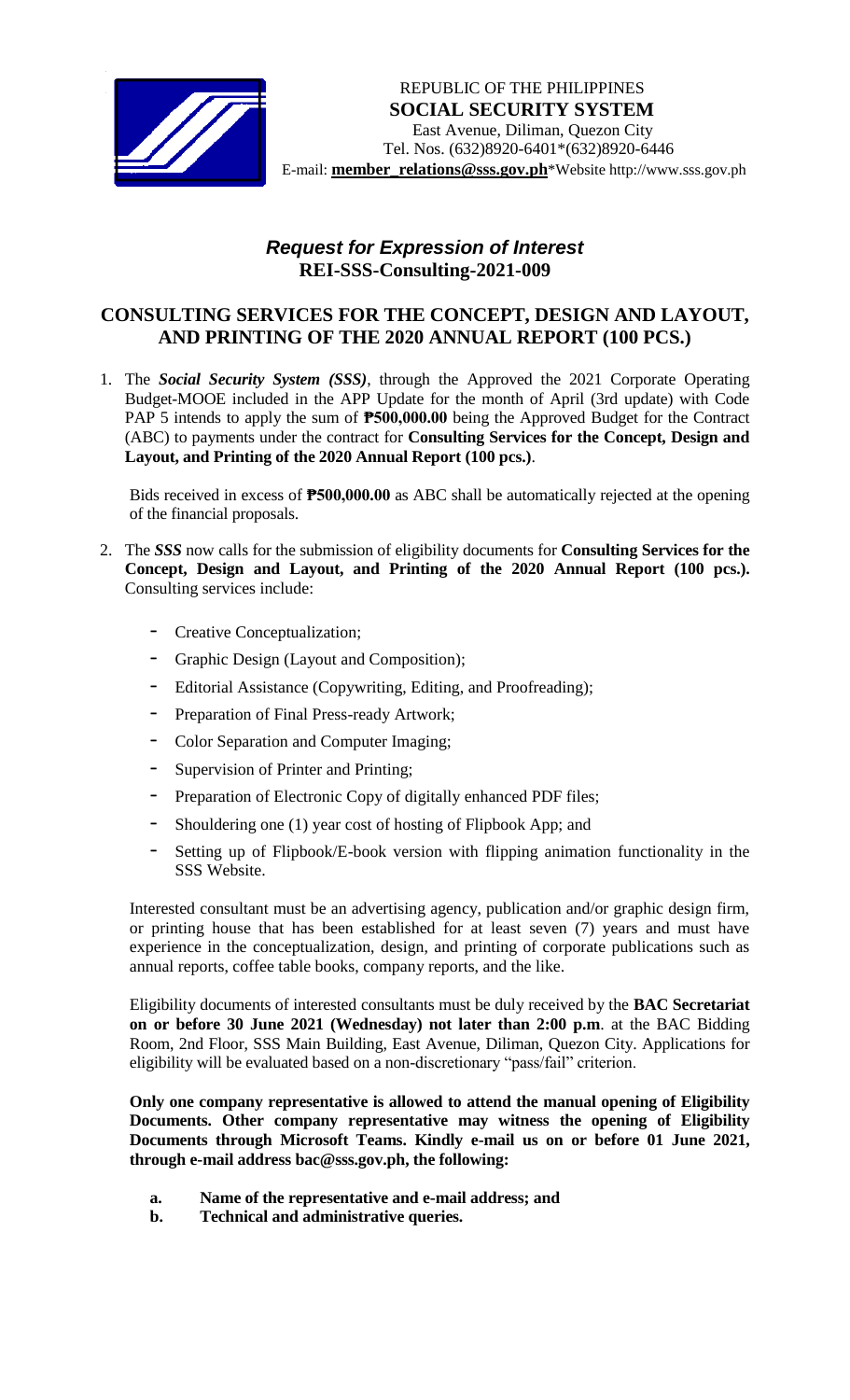REPUBLIC OF THE PHILIPPINES
**SOCIAL SECURITY SYSTEM**
East Avenue, Diliman, Quezon City
Tel. Nos. (632)8920-6401*(632)8920-6446
E-mail: **member_relations@sss.gov.ph***Website http://www.sss.gov.ph

## ***Request for Expression of Interest***
## **REI-SSS-Consulting-2021-009**

## **CONSULTING SERVICES FOR THE CONCEPT, DESIGN AND LAYOUT, AND PRINTING OF THE 2020 ANNUAL REPORT (100 PCS.)**

1. The ***Social Security System (SSS)***, through the Approved the 2021 Corporate Operating Budget-MOOE included in the APP Update for the month of April (3rd update) with Code PAP 5 intends to apply the sum of **₱500,000.00** being the Approved Budget for the Contract (ABC) to payments under the contract for **Consulting Services for the Concept, Design and Layout, and Printing of the 2020 Annual Report (100 pcs.)**.

   Bids received in excess of **₱500,000.00** as ABC shall be automatically rejected at the opening of the financial proposals.

2. The ***SSS*** now calls for the submission of eligibility documents for **Consulting Services for the Concept, Design and Layout, and Printing of the 2020 Annual Report (100 pcs.).** Consulting services include:

   - Creative Conceptualization;
   - Graphic Design (Layout and Composition);
   - Editorial Assistance (Copywriting, Editing, and Proofreading);
   - Preparation of Final Press-ready Artwork;
   - Color Separation and Computer Imaging;
   - Supervision of Printer and Printing;
   - Preparation of Electronic Copy of digitally enhanced PDF files;
   - Shouldering one (1) year cost of hosting of Flipbook App; and
   - Setting up of Flipbook/E-book version with flipping animation functionality in the SSS Website.

   Interested consultant must be an advertising agency, publication and/or graphic design firm, or printing house that has been established for at least seven (7) years and must have experience in the conceptualization, design, and printing of corporate publications such as annual reports, coffee table books, company reports, and the like.

   Eligibility documents of interested consultants must be duly received by the **BAC Secretariat on or before 30 June 2021 (Wednesday) not later than 2:00 p.m**. at the BAC Bidding Room, 2nd Floor, SSS Main Building, East Avenue, Diliman, Quezon City. Applications for eligibility will be evaluated based on a non-discretionary "pass/fail" criterion.

   **Only one company representative is allowed to attend the manual opening of Eligibility Documents. Other company representative may witness the opening of Eligibility Documents through Microsoft Teams. Kindly e-mail us on or before 01 June 2021, through e-mail address bac@sss.gov.ph, the following:**

   **a. Name of the representative and e-mail address; and**
   **b. Technical and administrative queries.**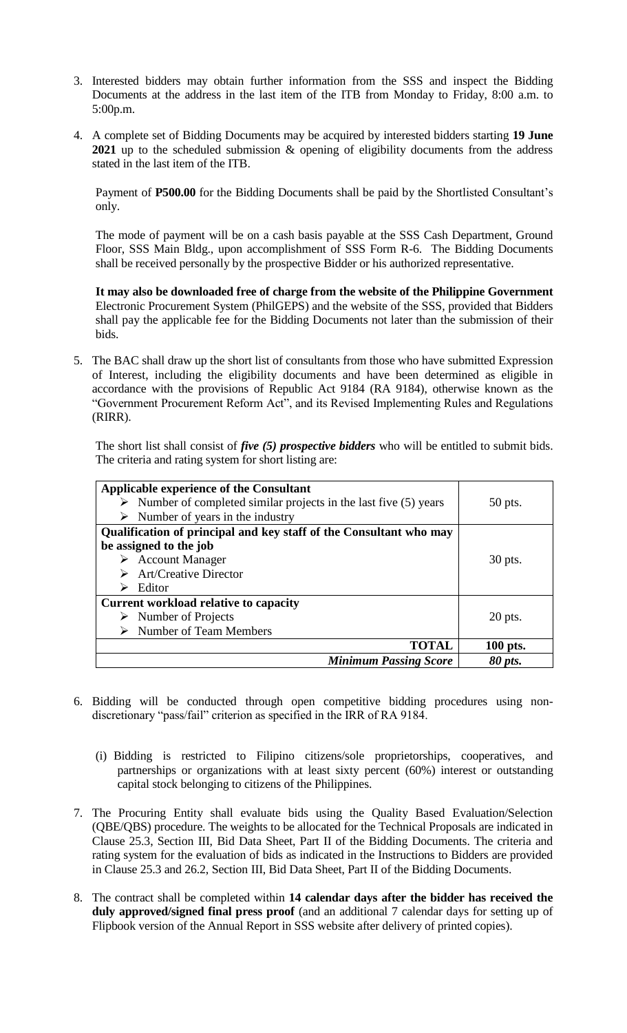3. Interested bidders may obtain further information from the SSS and inspect the Bidding Documents at the address in the last item of the ITB from Monday to Friday, 8:00 a.m. to 5:00p.m.

4. A complete set of Bidding Documents may be acquired by interested bidders starting **19 June 2021** up to the scheduled submission & opening of eligibility documents from the address stated in the last item of the ITB.

   Payment of **P500.00** for the Bidding Documents shall be paid by the Shortlisted Consultant's only.

   The mode of payment will be on a cash basis payable at the SSS Cash Department, Ground Floor, SSS Main Bldg., upon accomplishment of SSS Form R-6. The Bidding Documents shall be received personally by the prospective Bidder or his authorized representative.

   **It may also be downloaded free of charge from the website of the Philippine Government** Electronic Procurement System (PhilGEPS) and the website of the SSS, provided that Bidders shall pay the applicable fee for the Bidding Documents not later than the submission of their bids.

5. The BAC shall draw up the short list of consultants from those who have submitted Expression of Interest, including the eligibility documents and have been determined as eligible in accordance with the provisions of Republic Act 9184 (RA 9184), otherwise known as the "Government Procurement Reform Act", and its Revised Implementing Rules and Regulations (RIRR).

   The short list shall consist of ***five (5) prospective bidders*** who will be entitled to submit bids. The criteria and rating system for short listing are:

| Criteria | Points |
|---|---|
| **Applicable experience of the Consultant**<br>➢ Number of completed similar projects in the last five (5) years<br>➢ Number of years in the industry | 50 pts. |
| **Qualification of principal and key staff of the Consultant who may be assigned to the job**<br>➢ Account Manager<br>➢ Art/Creative Director<br>➢ Editor | 30 pts. |
| **Current workload relative to capacity**<br>➢ Number of Projects<br>➢ Number of Team Members | 20 pts. |
| **TOTAL** | **100 pts.** |
| ***Minimum Passing Score*** | ***80 pts.*** |

6. Bidding will be conducted through open competitive bidding procedures using non-discretionary "pass/fail" criterion as specified in the IRR of RA 9184.

   (i) Bidding is restricted to Filipino citizens/sole proprietorships, cooperatives, and partnerships or organizations with at least sixty percent (60%) interest or outstanding capital stock belonging to citizens of the Philippines.

7. The Procuring Entity shall evaluate bids using the Quality Based Evaluation/Selection (QBE/QBS) procedure. The weights to be allocated for the Technical Proposals are indicated in Clause 25.3, Section III, Bid Data Sheet, Part II of the Bidding Documents. The criteria and rating system for the evaluation of bids as indicated in the Instructions to Bidders are provided in Clause 25.3 and 26.2, Section III, Bid Data Sheet, Part II of the Bidding Documents.

8. The contract shall be completed within **14 calendar days after the bidder has received the duly approved/signed final press proof** (and an additional 7 calendar days for setting up of Flipbook version of the Annual Report in SSS website after delivery of printed copies).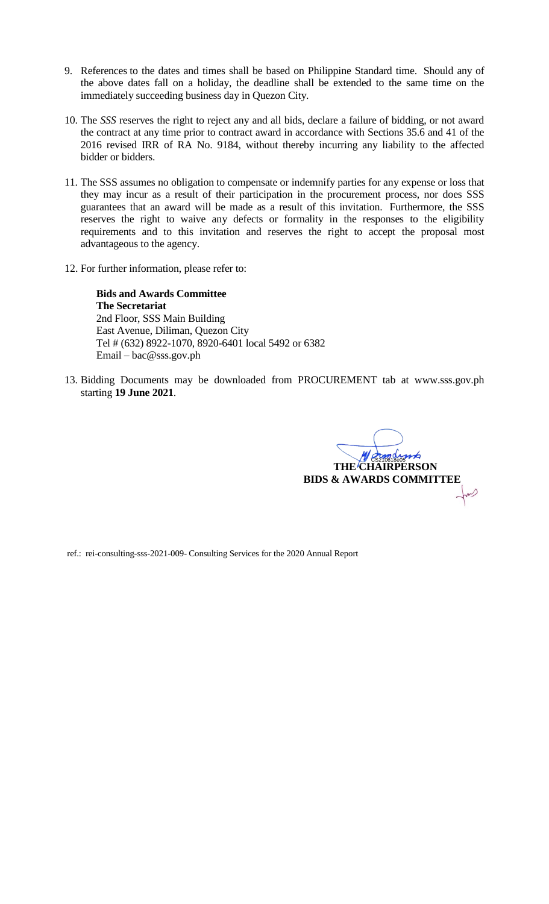9. References to the dates and times shall be based on Philippine Standard time. Should any of the above dates fall on a holiday, the deadline shall be extended to the same time on the immediately succeeding business day in Quezon City.

10. The *SSS* reserves the right to reject any and all bids, declare a failure of bidding, or not award the contract at any time prior to contract award in accordance with Sections 35.6 and 41 of the 2016 revised IRR of RA No. 9184, without thereby incurring any liability to the affected bidder or bidders.

11. The SSS assumes no obligation to compensate or indemnify parties for any expense or loss that they may incur as a result of their participation in the procurement process, nor does SSS guarantees that an award will be made as a result of this invitation. Furthermore, the SSS reserves the right to waive any defects or formality in the responses to the eligibility requirements and to this invitation and reserves the right to accept the proposal most advantageous to the agency.

12. For further information, please refer to:

    **Bids and Awards Committee**
    **The Secretariat**
    2nd Floor, SSS Main Building
    East Avenue, Diliman, Quezon City
    Tel # (632) 8922-1070, 8920-6401 local 5492 or 6382
    Email – bac@sss.gov.ph

13. Bidding Documents may be downloaded from PROCUREMENT tab at www.sss.gov.ph starting **19 June 2021**.

CS210618e05

**THE CHAIRPERSON**
**BIDS & AWARDS COMMITTEE**

ref.: rei-consulting-sss-2021-009- Consulting Services for the 2020 Annual Report